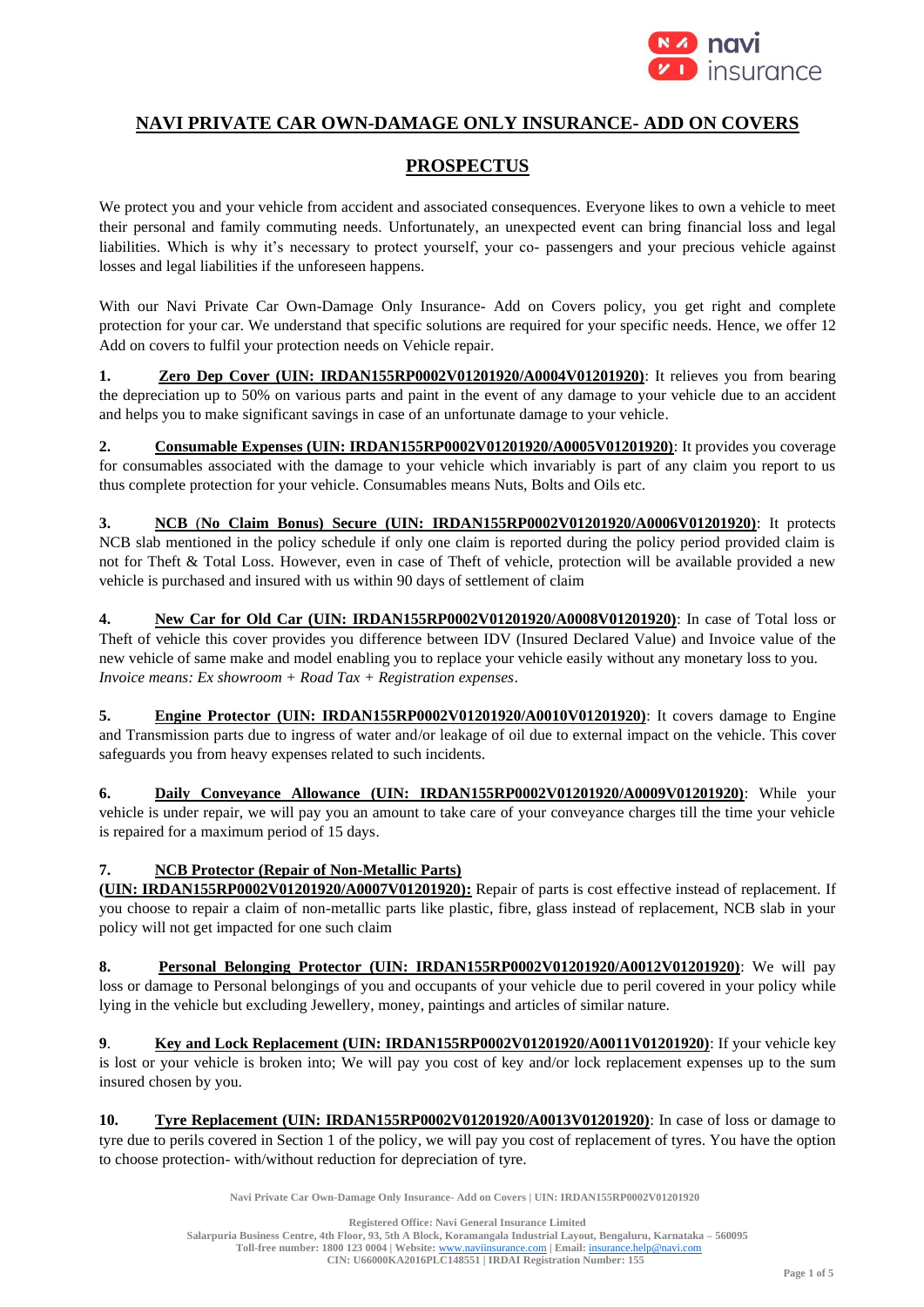# NAVI PRIVATE CAR OWN-DAMAGE ONLY INSURANCE- ADD ON COVERS

## PROSPECTUS

We protect you and your vehicle from accident and associated consequences. Everyone likes to own a vehicle to meet their personal and family commuting needs. Unfortunately, an unexpected event can bring financial loss and legal liabilities. Which is why it's necessary to protect yourself, your co- passengers and your precious vehicle against losses and legal liabilities if the unforeseen happens.

With our Navi Private Car Own-Damage Only Insurance- Add on Covers policy, you get right and complete protection for your car. We understand that specific solutions are required for your specific needs. Hence, we offer 12 Add on covers to fulfil your protection needs on Vehicle repair.

**1. Zero Dep Cover (UIN: IRDAN155RP0002V01201920/A0004V01201920)**: It relieves you from bearing the depreciation up to 50% on various parts and paint in the event of any damage to your vehicle due to an accident and helps you to make significant savings in case of an unfortunate damage to your vehicle.

**2. Consumable Expenses (UIN: IRDAN155RP0002V01201920/A0005V01201920)**: It provides you coverage for consumables associated with the damage to your vehicle which invariably is part of any claim you report to us thus complete protection for your vehicle. Consumables means Nuts, Bolts and Oils etc.

**3. NCB (No Claim Bonus) Secure (UIN: IRDAN155RP0002V01201920/A0006V01201920)**: It protects NCB slab mentioned in the policy schedule if only one claim is reported during the policy period provided claim is not for Theft & Total Loss. However, even in case of Theft of vehicle, protection will be available provided a new vehicle is purchased and insured with us within 90 days of settlement of claim

**4. New Car for Old Car (UIN: IRDAN155RP0002V01201920/A0008V01201920)**: In case of Total loss or Theft of vehicle this cover provides you difference between IDV (Insured Declared Value) and Invoice value of the new vehicle of same make and model enabling you to replace your vehicle easily without any monetary loss to you.
*Invoice means: Ex showroom + Road Tax + Registration expenses*.

**5. Engine Protector (UIN: IRDAN155RP0002V01201920/A0010V01201920)**: It covers damage to Engine and Transmission parts due to ingress of water and/or leakage of oil due to external impact on the vehicle. This cover safeguards you from heavy expenses related to such incidents.

**6. Daily Conveyance Allowance (UIN: IRDAN155RP0002V01201920/A0009V01201920)**: While your vehicle is under repair, we will pay you an amount to take care of your conveyance charges till the time your vehicle is repaired for a maximum period of 15 days.

**7. NCB Protector (Repair of Non-Metallic Parts) (UIN: IRDAN155RP0002V01201920/A0007V01201920):** Repair of parts is cost effective instead of replacement. If you choose to repair a claim of non-metallic parts like plastic, fibre, glass instead of replacement, NCB slab in your policy will not get impacted for one such claim

**8. Personal Belonging Protector (UIN: IRDAN155RP0002V01201920/A0012V01201920)**: We will pay loss or damage to Personal belongings of you and occupants of your vehicle due to peril covered in your policy while lying in the vehicle but excluding Jewellery, money, paintings and articles of similar nature.

**9. Key and Lock Replacement (UIN: IRDAN155RP0002V01201920/A0011V01201920)**: If your vehicle key is lost or your vehicle is broken into; We will pay you cost of key and/or lock replacement expenses up to the sum insured chosen by you.

**10. Tyre Replacement (UIN: IRDAN155RP0002V01201920/A0013V01201920)**: In case of loss or damage to tyre due to perils covered in Section 1 of the policy, we will pay you cost of replacement of tyres. You have the option to choose protection- with/without reduction for depreciation of tyre.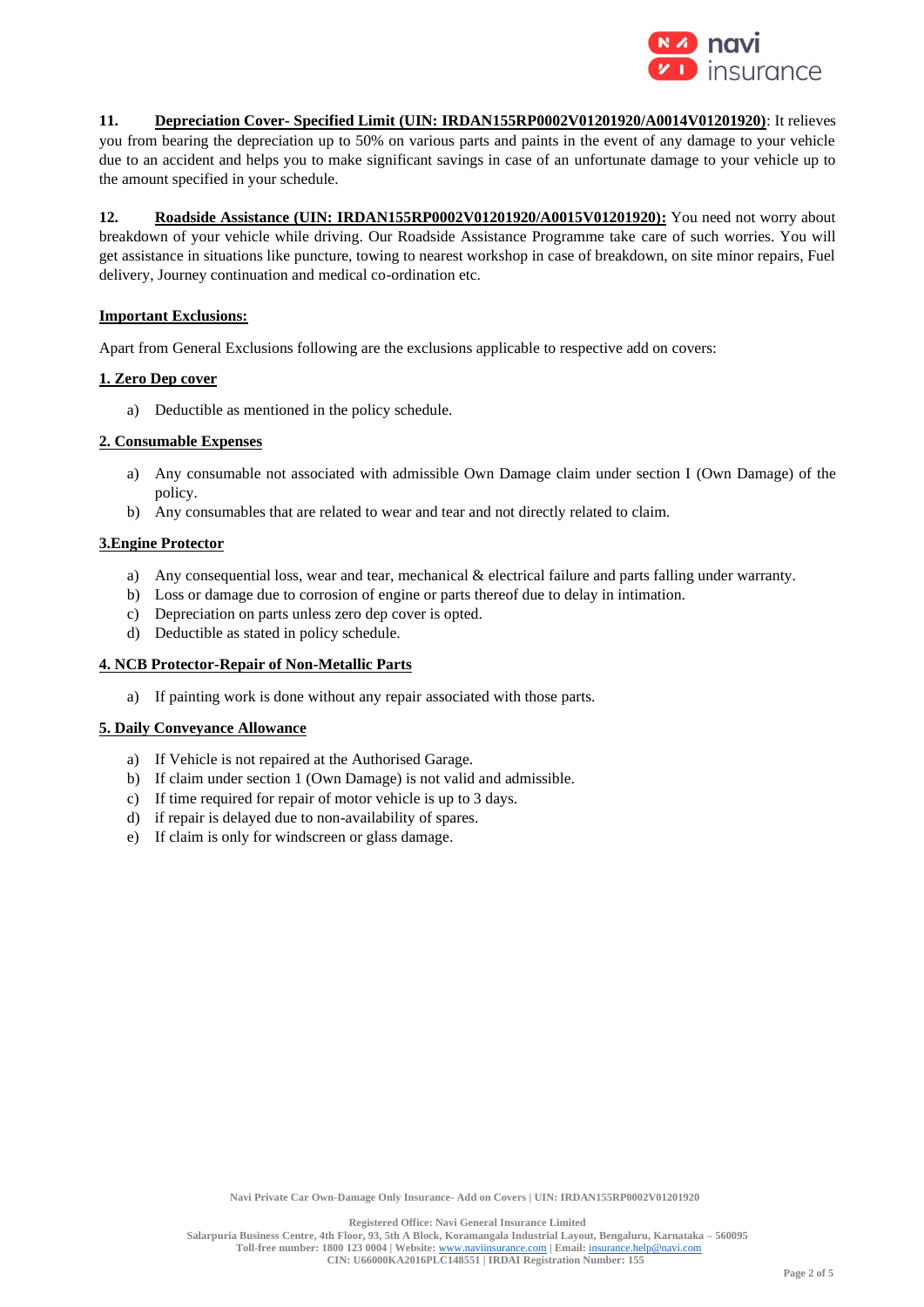**11. Depreciation Cover- Specified Limit (UIN: IRDAN155RP0002V01201920/A0014V01201920)**: It relieves you from bearing the depreciation up to 50% on various parts and paints in the event of any damage to your vehicle due to an accident and helps you to make significant savings in case of an unfortunate damage to your vehicle up to the amount specified in your schedule.

**12. Roadside Assistance (UIN: IRDAN155RP0002V01201920/A0015V01201920):** You need not worry about breakdown of your vehicle while driving. Our Roadside Assistance Programme take care of such worries. You will get assistance in situations like puncture, towing to nearest workshop in case of breakdown, on site minor repairs, Fuel delivery, Journey continuation and medical co-ordination etc.

**Important Exclusions:**

Apart from General Exclusions following are the exclusions applicable to respective add on covers:

**1. Zero Dep cover**

a) Deductible as mentioned in the policy schedule.

**2. Consumable Expenses**

a) Any consumable not associated with admissible Own Damage claim under section I (Own Damage) of the policy.
b) Any consumables that are related to wear and tear and not directly related to claim.

**3.Engine Protector**

a) Any consequential loss, wear and tear, mechanical & electrical failure and parts falling under warranty.
b) Loss or damage due to corrosion of engine or parts thereof due to delay in intimation.
c) Depreciation on parts unless zero dep cover is opted.
d) Deductible as stated in policy schedule.

**4. NCB Protector-Repair of Non-Metallic Parts**

a) If painting work is done without any repair associated with those parts.

**5. Daily Conveyance Allowance**

a) If Vehicle is not repaired at the Authorised Garage.
b) If claim under section 1 (Own Damage) is not valid and admissible.
c) If time required for repair of motor vehicle is up to 3 days.
d) if repair is delayed due to non-availability of spares.
e) If claim is only for windscreen or glass damage.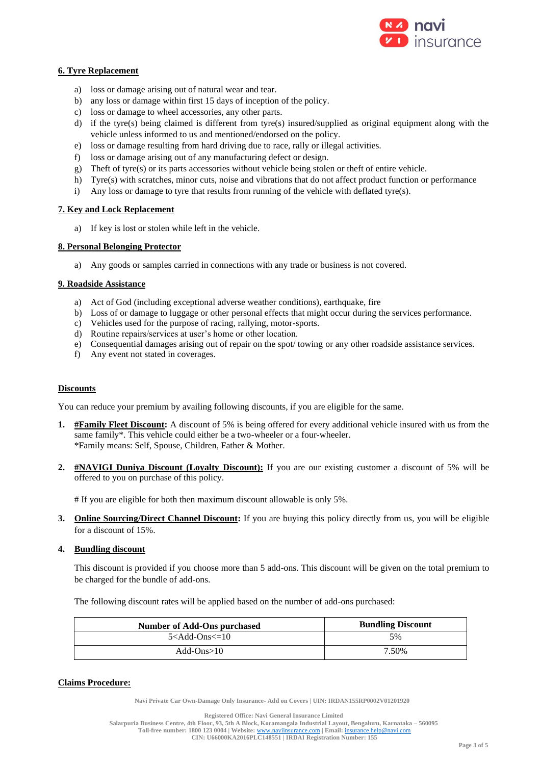**6. Tyre Replacement**

a) loss or damage arising out of natural wear and tear.
b) any loss or damage within first 15 days of inception of the policy.
c) loss or damage to wheel accessories, any other parts.
d) if the tyre(s) being claimed is different from tyre(s) insured/supplied as original equipment along with the vehicle unless informed to us and mentioned/endorsed on the policy.
e) loss or damage resulting from hard driving due to race, rally or illegal activities.
f) loss or damage arising out of any manufacturing defect or design.
g) Theft of tyre(s) or its parts accessories without vehicle being stolen or theft of entire vehicle.
h) Tyre(s) with scratches, minor cuts, noise and vibrations that do not affect product function or performance
i) Any loss or damage to tyre that results from running of the vehicle with deflated tyre(s).

**7. Key and Lock Replacement**

a) If key is lost or stolen while left in the vehicle.

**8. Personal Belonging Protector**

a) Any goods or samples carried in connections with any trade or business is not covered.

**9. Roadside Assistance**

a) Act of God (including exceptional adverse weather conditions), earthquake, fire
b) Loss of or damage to luggage or other personal effects that might occur during the services performance.
c) Vehicles used for the purpose of racing, rallying, motor-sports.
d) Routine repairs/services at user's home or other location.
e) Consequential damages arising out of repair on the spot/ towing or any other roadside assistance services.
f) Any event not stated in coverages.

**Discounts**

You can reduce your premium by availing following discounts, if you are eligible for the same.

1. **#Family Fleet Discount:** A discount of 5% is being offered for every additional vehicle insured with us from the same family*. This vehicle could either be a two-wheeler or a four-wheeler.
   *Family means: Self, Spouse, Children, Father & Mother.

2. **#NAVIGI Duniya Discount (Loyalty Discount):** If you are our existing customer a discount of 5% will be offered to you on purchase of this policy.

   # If you are eligible for both then maximum discount allowable is only 5%.

3. **Online Sourcing/Direct Channel Discount:** If you are buying this policy directly from us, you will be eligible for a discount of 15%.

4. **Bundling discount**

   This discount is provided if you choose more than 5 add-ons. This discount will be given on the total premium to be charged for the bundle of add-ons.

   The following discount rates will be applied based on the number of add-ons purchased:

| Number of Add-Ons purchased | Bundling Discount |
|---|---|
| 5<Add-Ons<=10 | 5% |
| Add-Ons>10 | 7.50% |

**Claims Procedure:**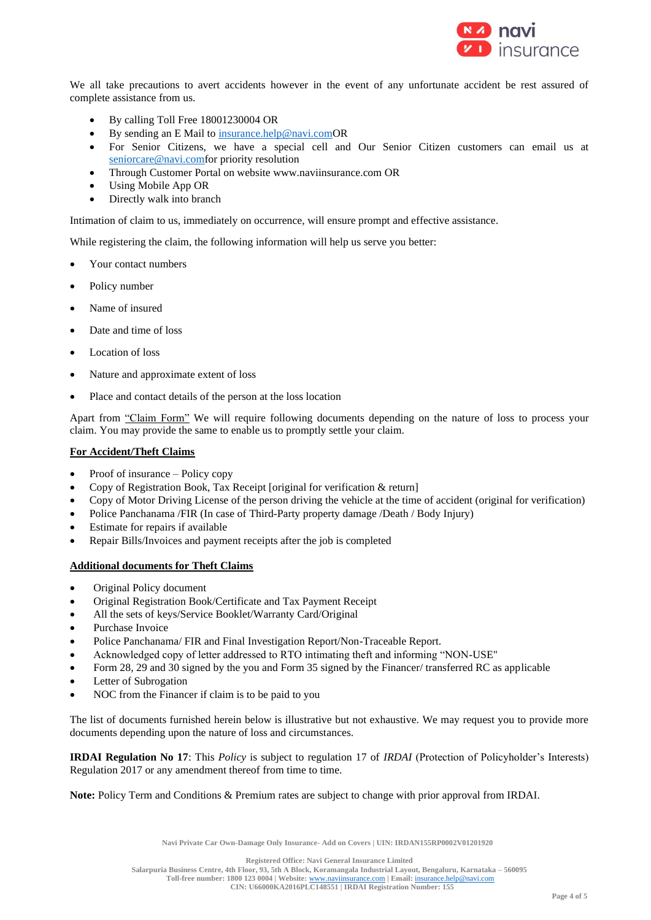We all take precautions to avert accidents however in the event of any unfortunate accident be rest assured of complete assistance from us.

- By calling Toll Free 18001230004 OR
- By sending an E Mail to insurance.help@navi.comOR
- For Senior Citizens, we have a special cell and Our Senior Citizen customers can email us at seniorcare@navi.comfor priority resolution
- Through Customer Portal on website www.naviinsurance.com OR
- Using Mobile App OR
- Directly walk into branch

Intimation of claim to us, immediately on occurrence, will ensure prompt and effective assistance.

While registering the claim, the following information will help us serve you better:

- Your contact numbers
- Policy number
- Name of insured
- Date and time of loss
- Location of loss
- Nature and approximate extent of loss
- Place and contact details of the person at the loss location

Apart from "Claim Form" We will require following documents depending on the nature of loss to process your claim. You may provide the same to enable us to promptly settle your claim.

**For Accident/Theft Claims**

- Proof of insurance – Policy copy
- Copy of Registration Book, Tax Receipt [original for verification & return]
- Copy of Motor Driving License of the person driving the vehicle at the time of accident (original for verification)
- Police Panchanama /FIR (In case of Third-Party property damage /Death / Body Injury)
- Estimate for repairs if available
- Repair Bills/Invoices and payment receipts after the job is completed

**Additional documents for Theft Claims**

- Original Policy document
- Original Registration Book/Certificate and Tax Payment Receipt
- All the sets of keys/Service Booklet/Warranty Card/Original
- Purchase Invoice
- Police Panchanama/ FIR and Final Investigation Report/Non-Traceable Report.
- Acknowledged copy of letter addressed to RTO intimating theft and informing "NON-USE"
- Form 28, 29 and 30 signed by the you and Form 35 signed by the Financer/ transferred RC as applicable
- Letter of Subrogation
- NOC from the Financer if claim is to be paid to you

The list of documents furnished herein below is illustrative but not exhaustive. We may request you to provide more documents depending upon the nature of loss and circumstances.

**IRDAI Regulation No 17**: This *Policy* is subject to regulation 17 of *IRDAI* (Protection of Policyholder's Interests) Regulation 2017 or any amendment thereof from time to time.

**Note:** Policy Term and Conditions & Premium rates are subject to change with prior approval from IRDAI.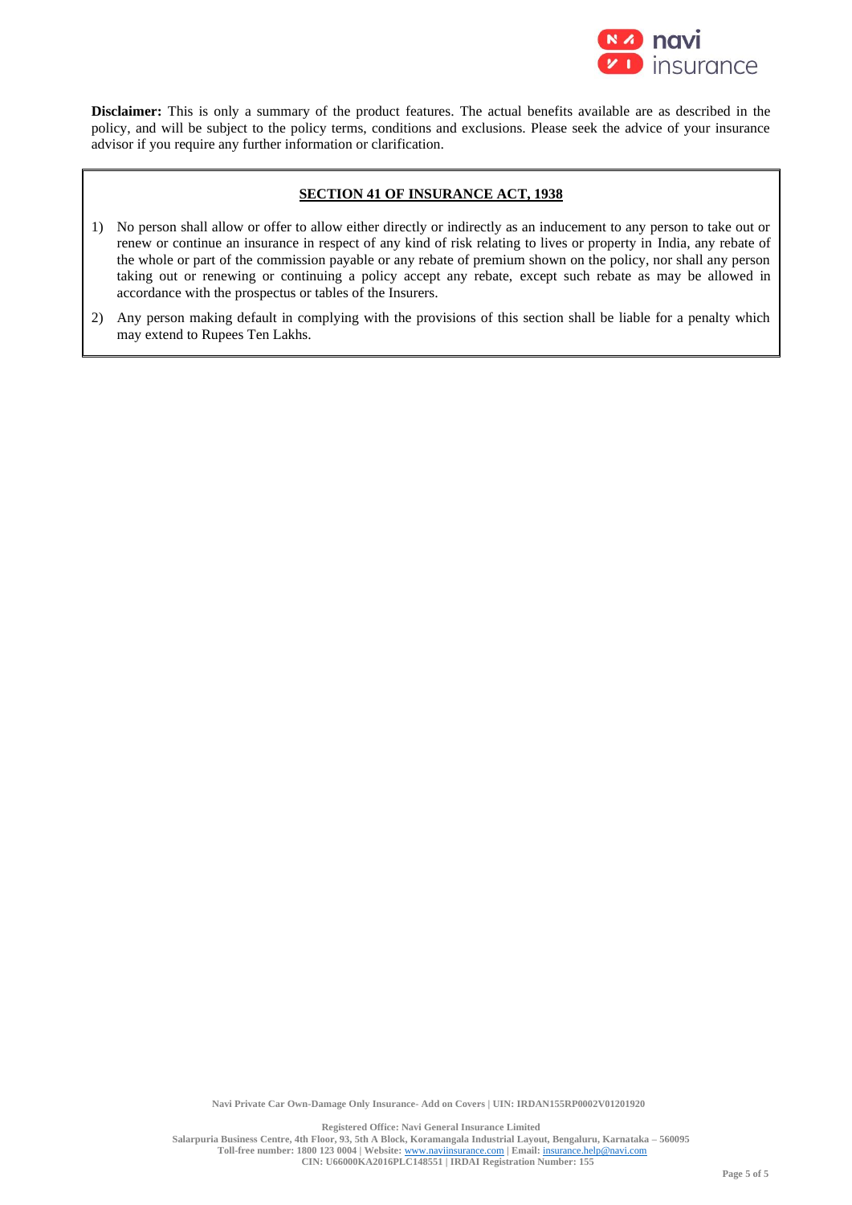**Disclaimer:** This is only a summary of the product features. The actual benefits available are as described in the policy, and will be subject to the policy terms, conditions and exclusions. Please seek the advice of your insurance advisor if you require any further information or clarification.

## SECTION 41 OF INSURANCE ACT, 1938

1) No person shall allow or offer to allow either directly or indirectly as an inducement to any person to take out or renew or continue an insurance in respect of any kind of risk relating to lives or property in India, any rebate of the whole or part of the commission payable or any rebate of premium shown on the policy, nor shall any person taking out or renewing or continuing a policy accept any rebate, except such rebate as may be allowed in accordance with the prospectus or tables of the Insurers.
2) Any person making default in complying with the provisions of this section shall be liable for a penalty which may extend to Rupees Ten Lakhs.